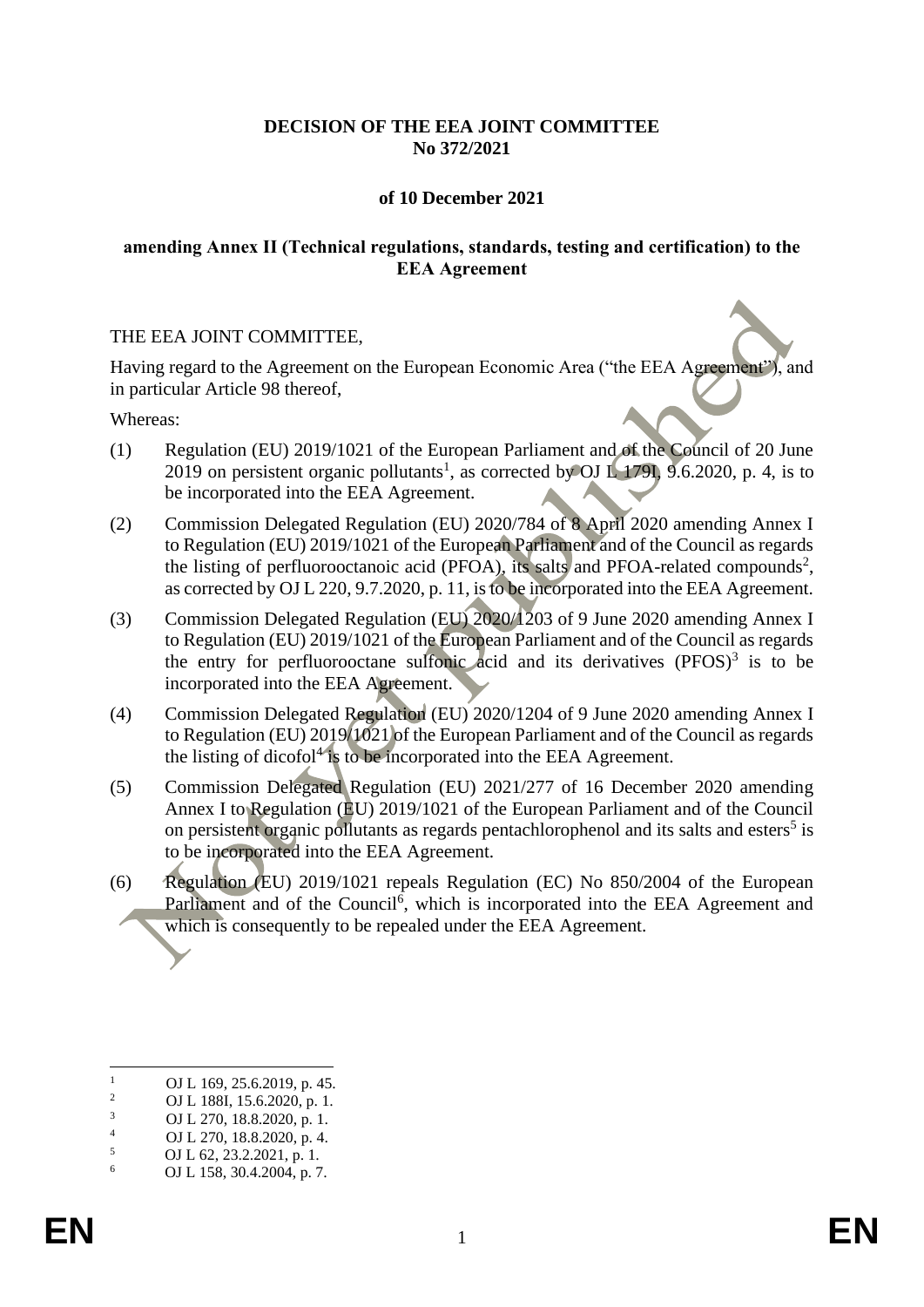**DECISION OF THE EEA JOINT COMMITTEE**
**No 372/2021**

**of 10 December 2021**

**amending Annex II (Technical regulations, standards, testing and certification) to the EEA Agreement**

THE EEA JOINT COMMITTEE,

Having regard to the Agreement on the European Economic Area ("the EEA Agreement"), and in particular Article 98 thereof,

Whereas:

(1) Regulation (EU) 2019/1021 of the European Parliament and of the Council of 20 June 2019 on persistent organic pollutants[1], as corrected by OJ L 179I, 9.6.2020, p. 4, is to be incorporated into the EEA Agreement.

(2) Commission Delegated Regulation (EU) 2020/784 of 8 April 2020 amending Annex I to Regulation (EU) 2019/1021 of the European Parliament and of the Council as regards the listing of perfluorooctanoic acid (PFOA), its salts and PFOA-related compounds[2], as corrected by OJ L 220, 9.7.2020, p. 11, is to be incorporated into the EEA Agreement.

(3) Commission Delegated Regulation (EU) 2020/1203 of 9 June 2020 amending Annex I to Regulation (EU) 2019/1021 of the European Parliament and of the Council as regards the entry for perfluorooctane sulfonic acid and its derivatives (PFOS)[3] is to be incorporated into the EEA Agreement.

(4) Commission Delegated Regulation (EU) 2020/1204 of 9 June 2020 amending Annex I to Regulation (EU) 2019/1021 of the European Parliament and of the Council as regards the listing of dicofol[4] is to be incorporated into the EEA Agreement.

(5) Commission Delegated Regulation (EU) 2021/277 of 16 December 2020 amending Annex I to Regulation (EU) 2019/1021 of the European Parliament and of the Council on persistent organic pollutants as regards pentachlorophenol and its salts and esters[5] is to be incorporated into the EEA Agreement.

(6) Regulation (EU) 2019/1021 repeals Regulation (EC) No 850/2004 of the European Parliament and of the Council[6], which is incorporated into the EEA Agreement and which is consequently to be repealed under the EEA Agreement.

---

[1] OJ L 169, 25.6.2019, p. 45.
[2] OJ L 188I, 15.6.2020, p. 1.
[3] OJ L 270, 18.8.2020, p. 1.
[4] OJ L 270, 18.8.2020, p. 4.
[5] OJ L 62, 23.2.2021, p. 1.
[6] OJ L 158, 30.4.2004, p. 7.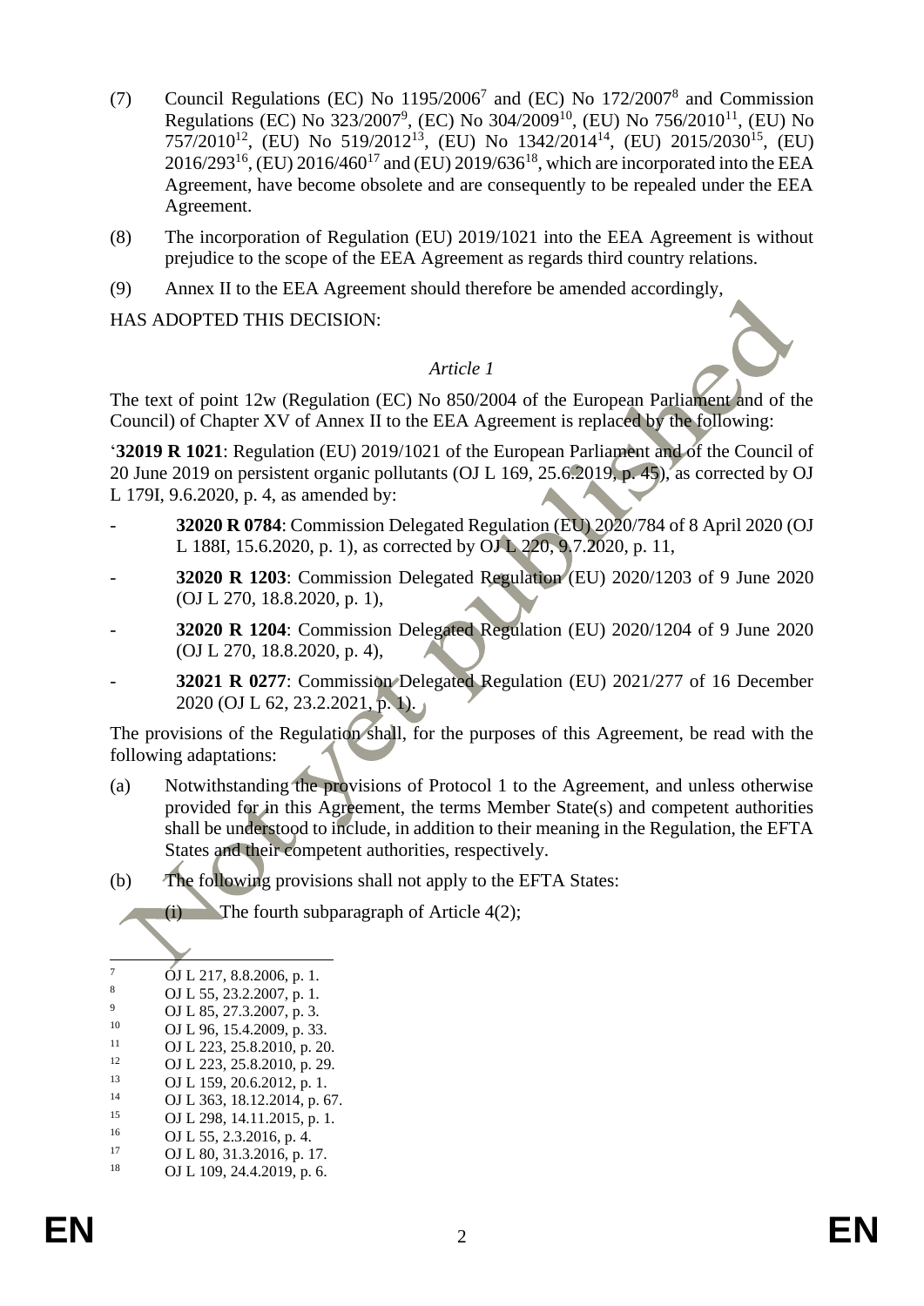(7) Council Regulations (EC) No 1195/2006[7] and (EC) No 172/2007[8] and Commission Regulations (EC) No 323/2007[9], (EC) No 304/2009[10], (EU) No 756/2010[11], (EU) No 757/2010[12], (EU) No 519/2012[13], (EU) No 1342/2014[14], (EU) 2015/2030[15], (EU) 2016/293[16], (EU) 2016/460[17] and (EU) 2019/636[18], which are incorporated into the EEA Agreement, have become obsolete and are consequently to be repealed under the EEA Agreement.

(8) The incorporation of Regulation (EU) 2019/1021 into the EEA Agreement is without prejudice to the scope of the EEA Agreement as regards third country relations.

(9) Annex II to the EEA Agreement should therefore be amended accordingly,

HAS ADOPTED THIS DECISION:

*Article 1*

The text of point 12w (Regulation (EC) No 850/2004 of the European Parliament and of the Council) of Chapter XV of Annex II to the EEA Agreement is replaced by the following:

'**32019 R 1021**: Regulation (EU) 2019/1021 of the European Parliament and of the Council of 20 June 2019 on persistent organic pollutants (OJ L 169, 25.6.2019, p. 45), as corrected by OJ L 179I, 9.6.2020, p. 4, as amended by:

- **32020 R 0784**: Commission Delegated Regulation (EU) 2020/784 of 8 April 2020 (OJ L 188I, 15.6.2020, p. 1), as corrected by OJ L 220, 9.7.2020, p. 11,
- **32020 R 1203**: Commission Delegated Regulation (EU) 2020/1203 of 9 June 2020 (OJ L 270, 18.8.2020, p. 1),
- **32020 R 1204**: Commission Delegated Regulation (EU) 2020/1204 of 9 June 2020 (OJ L 270, 18.8.2020, p. 4),
- **32021 R 0277**: Commission Delegated Regulation (EU) 2021/277 of 16 December 2020 (OJ L 62, 23.2.2021, p. 1).

The provisions of the Regulation shall, for the purposes of this Agreement, be read with the following adaptations:

(a) Notwithstanding the provisions of Protocol 1 to the Agreement, and unless otherwise provided for in this Agreement, the terms Member State(s) and competent authorities shall be understood to include, in addition to their meaning in the Regulation, the EFTA States and their competent authorities, respectively.

(b) The following provisions shall not apply to the EFTA States:

(i) The fourth subparagraph of Article 4(2);

---

[7] OJ L 217, 8.8.2006, p. 1.
[8] OJ L 55, 23.2.2007, p. 1.
[9] OJ L 85, 27.3.2007, p. 3.
[10] OJ L 96, 15.4.2009, p. 33.
[11] OJ L 223, 25.8.2010, p. 20.
[12] OJ L 223, 25.8.2010, p. 29.
[13] OJ L 159, 20.6.2012, p. 1.
[14] OJ L 363, 18.12.2014, p. 67.
[15] OJ L 298, 14.11.2015, p. 1.
[16] OJ L 55, 2.3.2016, p. 4.
[17] OJ L 80, 31.3.2016, p. 17.
[18] OJ L 109, 24.4.2019, p. 6.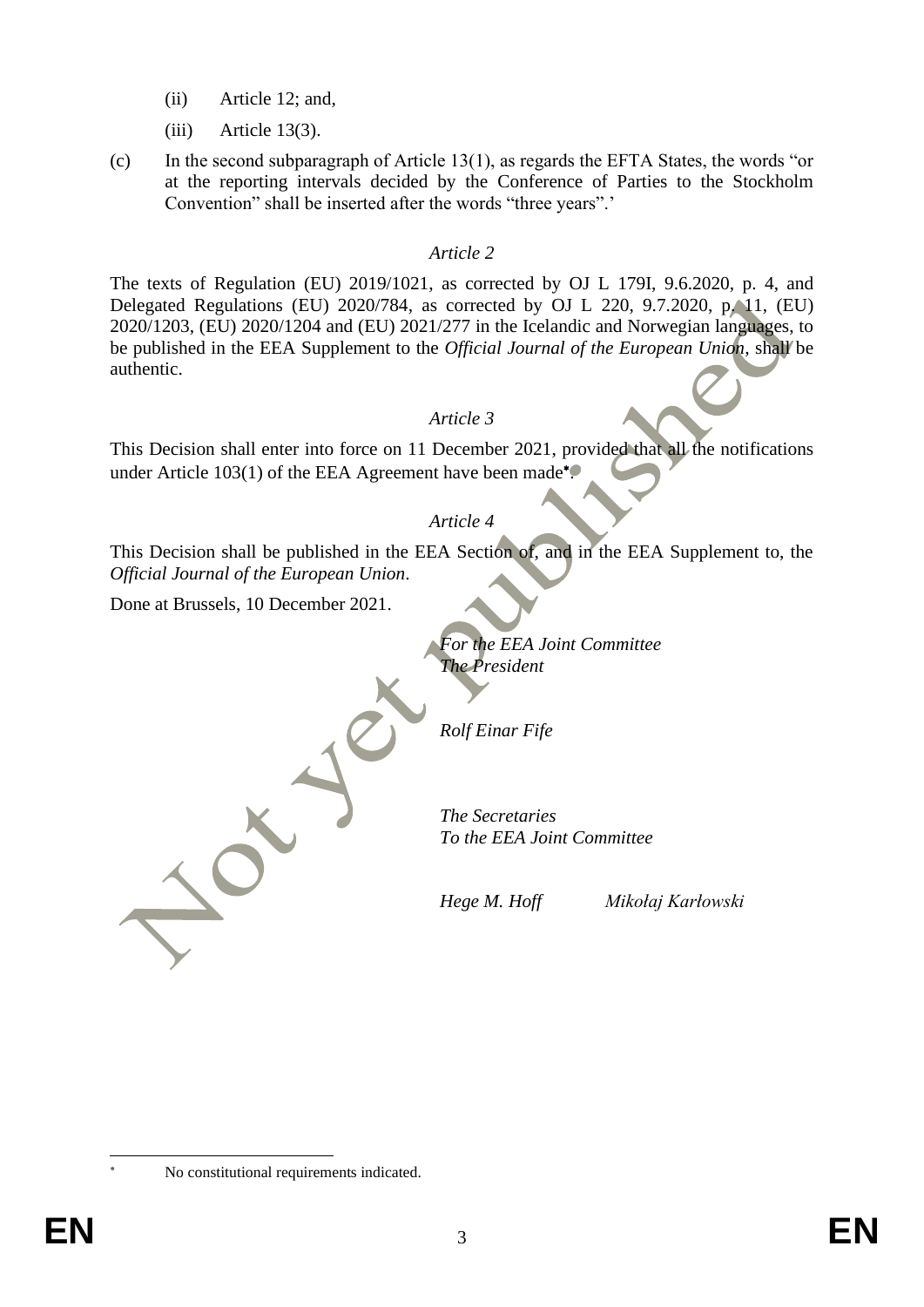(ii) Article 12; and,

(iii) Article 13(3).

(c) In the second subparagraph of Article 13(1), as regards the EFTA States, the words "or at the reporting intervals decided by the Conference of Parties to the Stockholm Convention" shall be inserted after the words "three years".'

*Article 2*

The texts of Regulation (EU) 2019/1021, as corrected by OJ L 179I, 9.6.2020, p. 4, and Delegated Regulations (EU) 2020/784, as corrected by OJ L 220, 9.7.2020, p. 11, (EU) 2020/1203, (EU) 2020/1204 and (EU) 2021/277 in the Icelandic and Norwegian languages, to be published in the EEA Supplement to the *Official Journal of the European Union*, shall be authentic.

*Article 3*

This Decision shall enter into force on 11 December 2021, provided that all the notifications under Article 103(1) of the EEA Agreement have been made[*].

*Article 4*

This Decision shall be published in the EEA Section of, and in the EEA Supplement to, the *Official Journal of the European Union*.

Done at Brussels, 10 December 2021.

*For the EEA Joint Committee*
*The President*

*Rolf Einar Fife*

*The Secretaries*
*To the EEA Joint Committee*

*Hege M. Hoff* *Mikołaj Karłowski*

---

[*] No constitutional requirements indicated.